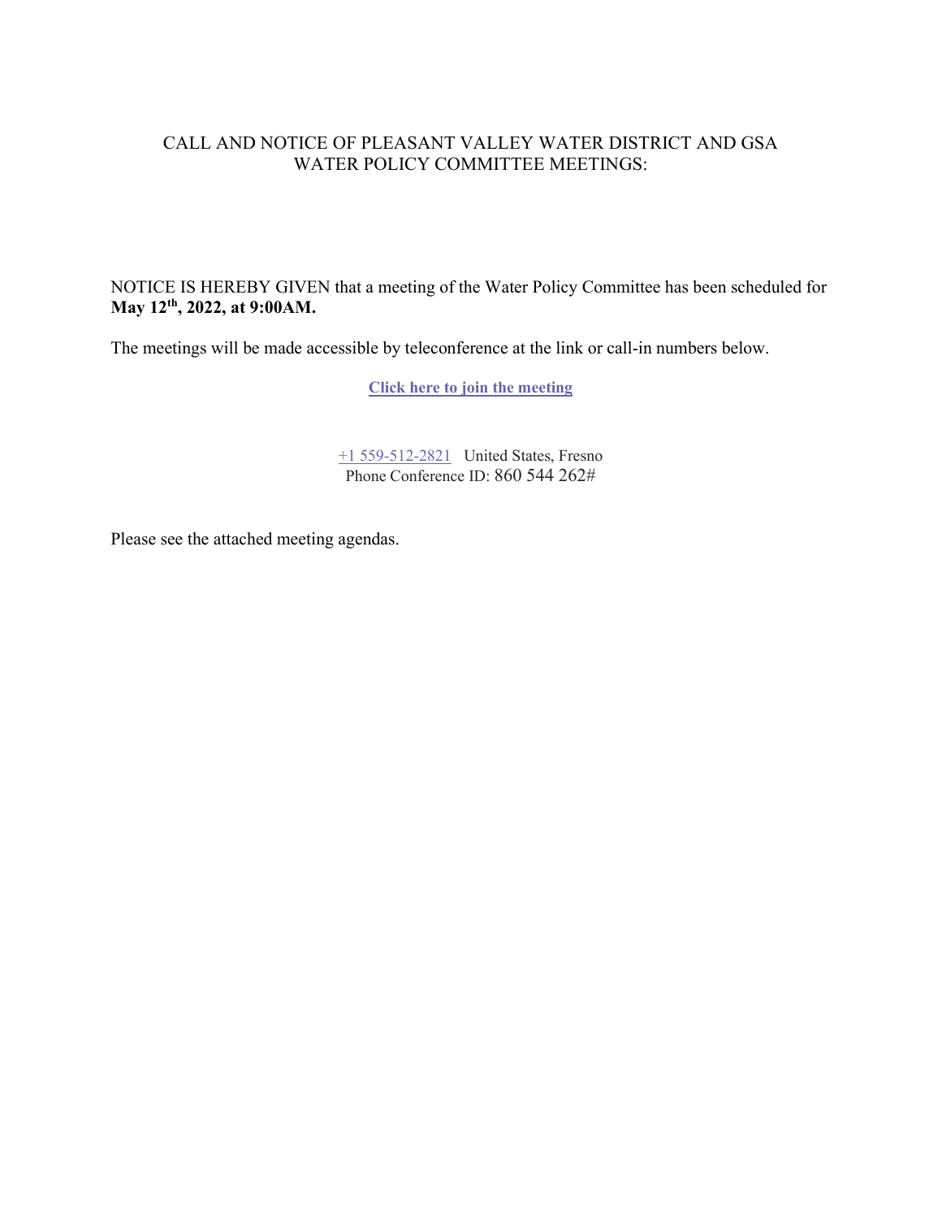# CALL AND NOTICE OF PLEASANT VALLEY WATER DISTRICT AND GSA WATER POLICY COMMITTEE MEETINGS:

NOTICE IS HEREBY GIVEN that a meeting of the Water Policy Committee has been scheduled for **May 12th, 2022, at 9:00AM.**

The meetings will be made accessible by teleconference at the link or call-in numbers below.

**Click here to join the meeting**

+1 559-512-2821 United States, Fresno
Phone Conference ID: 860 544 262#

Please see the attached meeting agendas.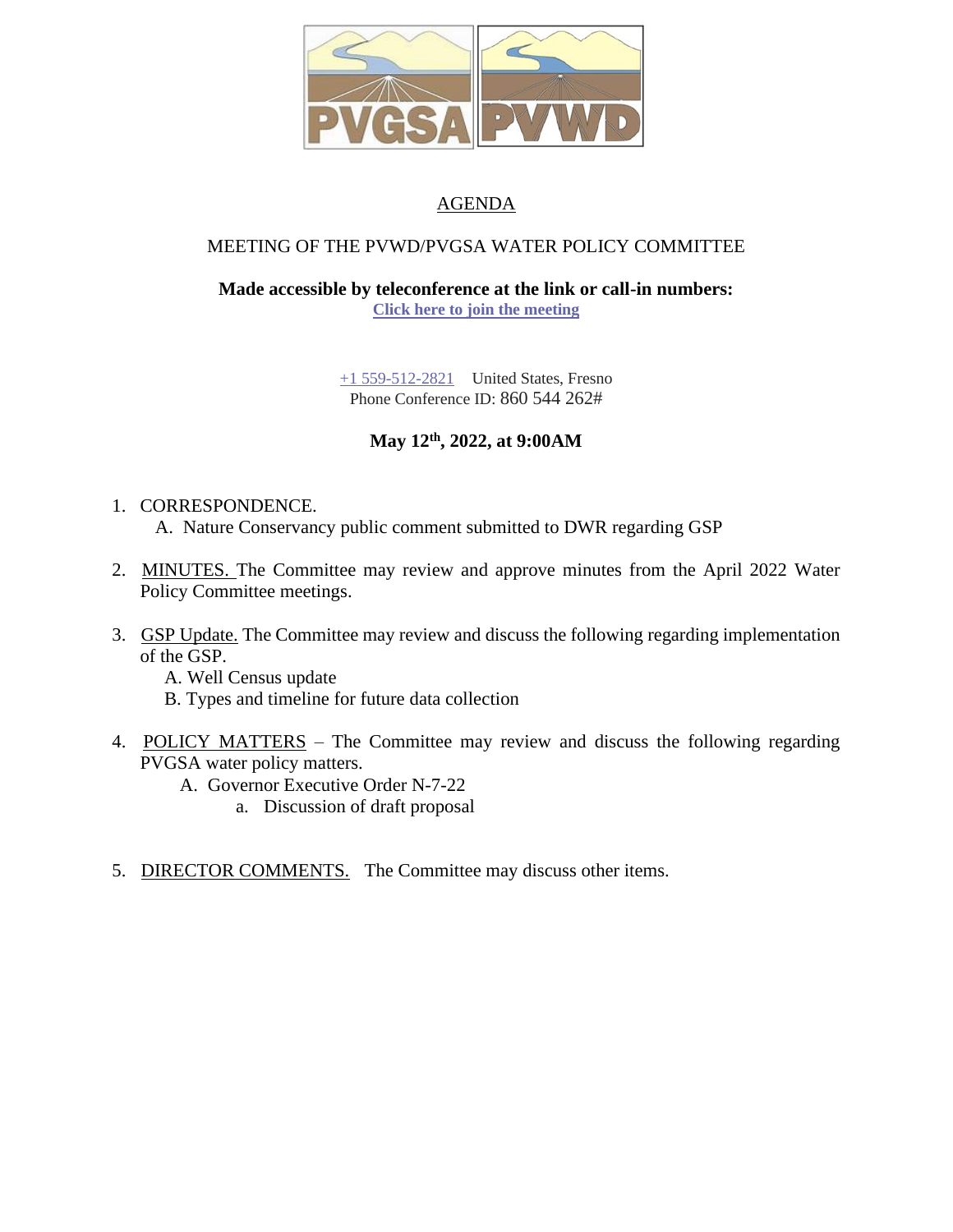# AGENDA

## MEETING OF THE PVWD/PVGSA WATER POLICY COMMITTEE

**Made accessible by teleconference at the link or call-in numbers:**
**Click here to join the meeting**

+1 559-512-2821 United States, Fresno
Phone Conference ID: 860 544 262#

**May 12th, 2022, at 9:00AM**

1. CORRESPONDENCE.
   A. Nature Conservancy public comment submitted to DWR regarding GSP

2. MINUTES. The Committee may review and approve minutes from the April 2022 Water Policy Committee meetings.

3. GSP Update. The Committee may review and discuss the following regarding implementation of the GSP.
   A. Well Census update
   B. Types and timeline for future data collection

4. POLICY MATTERS – The Committee may review and discuss the following regarding PVGSA water policy matters.
   A. Governor Executive Order N-7-22
      a. Discussion of draft proposal

5. DIRECTOR COMMENTS. The Committee may discuss other items.